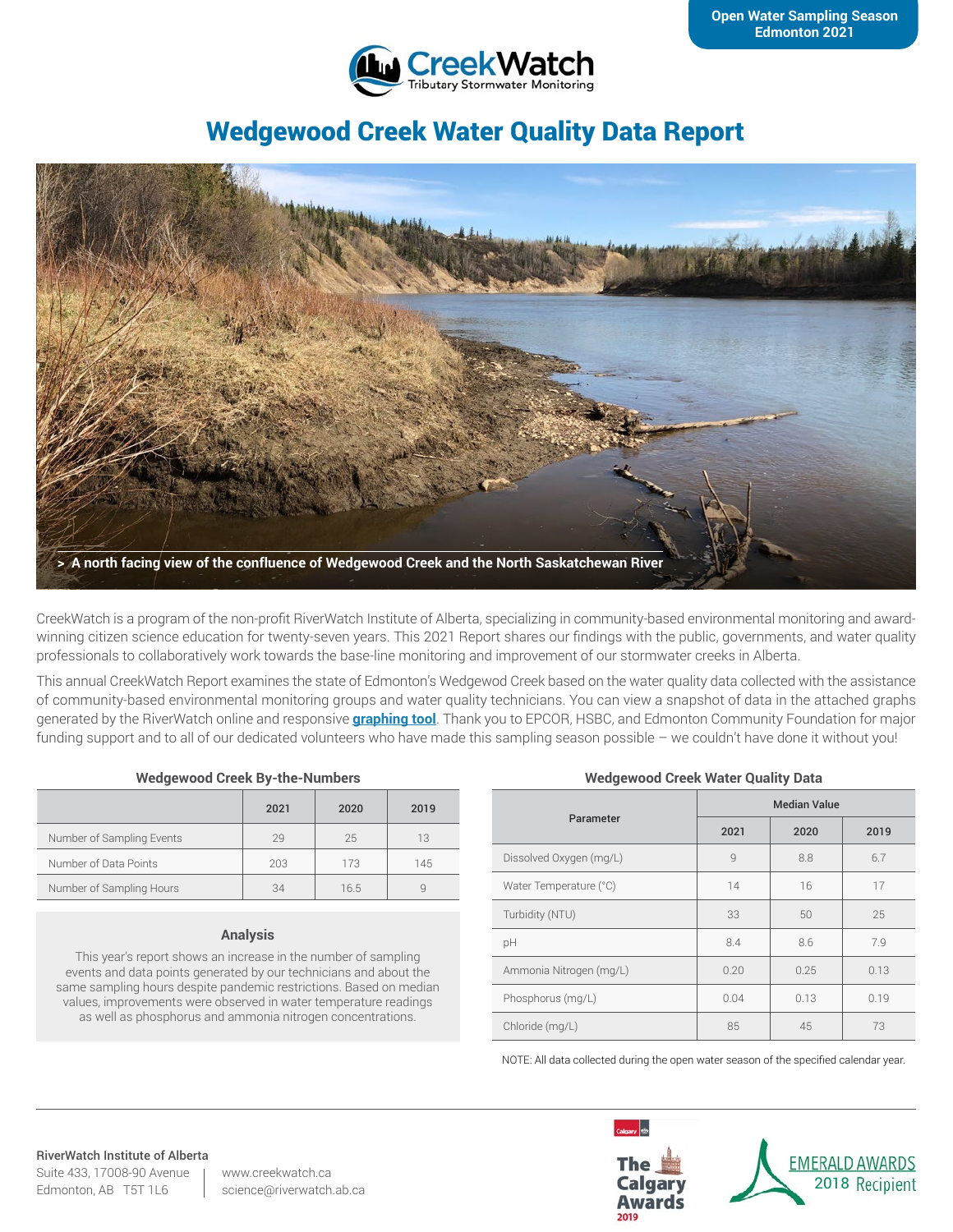Open Water Sampling Season
Edmonton 2021

CreekWatch
Tributary Stormwater Monitoring

# Wedgewood Creek Water Quality Data Report

> A north facing view of the confluence of Wedgewood Creek and the North Saskatchewan River

CreekWatch is a program of the non-profit RiverWatch Institute of Alberta, specializing in community-based environmental monitoring and award-winning citizen science education for twenty-seven years. This 2021 Report shares our findings with the public, governments, and water quality professionals to collaboratively work towards the base-line monitoring and improvement of our stormwater creeks in Alberta.

This annual CreekWatch Report examines the state of Edmonton's Wedgewod Creek based on the water quality data collected with the assistance of community-based environmental monitoring groups and water quality technicians. You can view a snapshot of data in the attached graphs generated by the RiverWatch online and responsive **graphing tool**. Thank you to EPCOR, HSBC, and Edmonton Community Foundation for major funding support and to all of our dedicated volunteers who have made this sampling season possible – we couldn't have done it without you!

### Wedgewood Creek By-the-Numbers

| | 2021 | 2020 | 2019 |
|---|---|---|---|
| Number of Sampling Events | 29 | 25 | 13 |
| Number of Data Points | 203 | 173 | 145 |
| Number of Sampling Hours | 34 | 16.5 | 9 |

### Analysis

This year's report shows an increase in the number of sampling events and data points generated by our technicians and about the same sampling hours despite pandemic restrictions. Based on median values, improvements were observed in water temperature readings as well as phosphorus and ammonia nitrogen concentrations.

### Wedgewood Creek Water Quality Data

| Parameter | Median Value | | |
|---|---|---|---|
| | 2021 | 2020 | 2019 |
| Dissolved Oxygen (mg/L) | 9 | 8.8 | 6.7 |
| Water Temperature (°C) | 14 | 16 | 17 |
| Turbidity (NTU) | 33 | 50 | 25 |
| pH | 8.4 | 8.6 | 7.9 |
| Ammonia Nitrogen (mg/L) | 0.20 | 0.25 | 0.13 |
| Phosphorus (mg/L) | 0.04 | 0.13 | 0.19 |
| Chloride (mg/L) | 85 | 45 | 73 |

NOTE: All data collected during the open water season of the specified calendar year.

**RiverWatch Institute of Alberta**
Suite 433, 17008-90 Avenue
Edmonton, AB T5T 1L6

www.creekwatch.ca
science@riverwatch.ab.ca

The Calgary Awards 2019

EMERALD AWARDS 2018 Recipient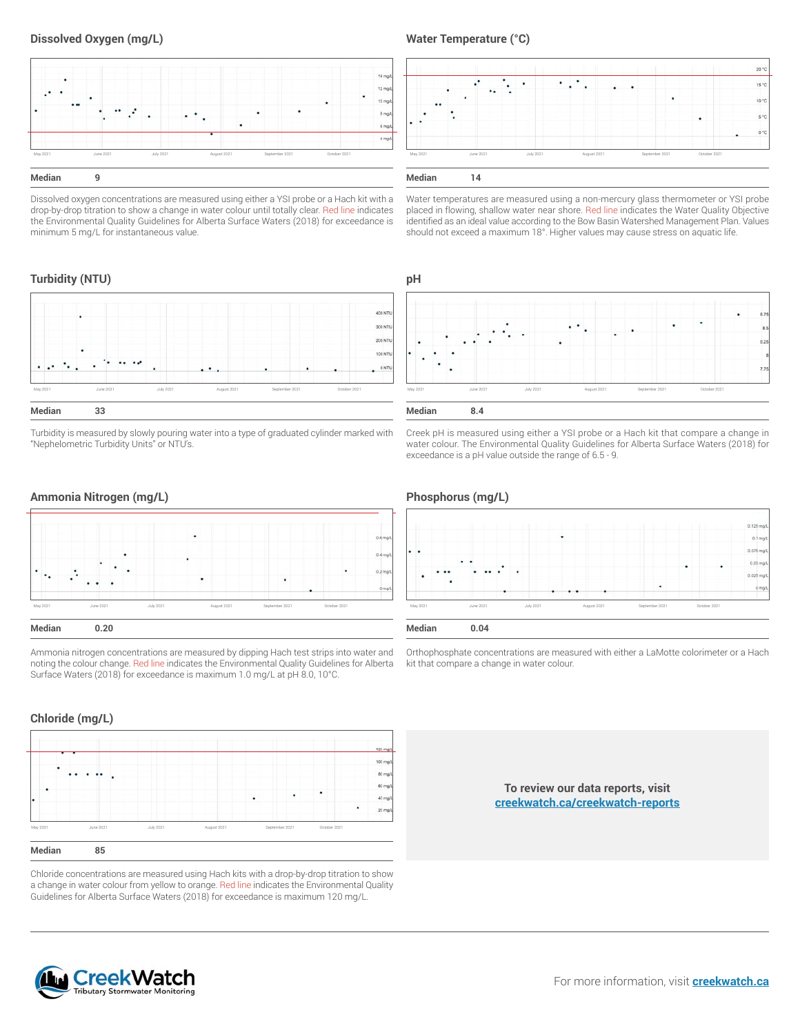## Dissolved Oxygen (mg/L)

14 mg/L
12 mg/L
10 mg/L
8 mg/L
6 mg/L
4 mg/L

May 2021 June 2021 July 2021 August 2021 September 2021 October 2021

**Median** 9

Dissolved oxygen concentrations are measured using either a YSI probe or a Hach kit with a drop-by-drop titration to show a change in water colour until totally clear. Red line indicates the Environmental Quality Guidelines for Alberta Surface Waters (2018) for exceedance is minimum 5 mg/L for instantaneous value.

## Water Temperature (°C)

20 °C
15 °C
10 °C
5 °C
0 °C

May 2021 June 2021 July 2021 August 2021 September 2021 October 2021

**Median** 14

Water temperatures are measured using a non-mercury glass thermometer or YSI probe placed in flowing, shallow water near shore. Red line indicates the Water Quality Objective identified as an ideal value according to the Bow Basin Watershed Management Plan. Values should not exceed a maximum 18°. Higher values may cause stress on aquatic life.

## Turbidity (NTU)

400 NTU
300 NTU
200 NTU
100 NTU
0 NTU

May 2021 June 2021 July 2021 August 2021 September 2021 October 2021

**Median** 33

Turbidity is measured by slowly pouring water into a type of graduated cylinder marked with "Nephelometric Turbidity Units" or NTU's.

## pH

8.75
8.5
8.25
8
7.75

May 2021 June 2021 July 2021 August 2021 September 2021 October 2021

**Median** 8.4

Creek pH is measured using either a YSI probe or a Hach kit that compare a change in water colour. The Environmental Quality Guidelines for Alberta Surface Waters (2018) for exceedance is a pH value outside the range of 6.5 - 9.

## Ammonia Nitrogen (mg/L)

0.6 mg/L
0.4 mg/L
0.2 mg/L
0 mg/L

May 2021 June 2021 July 2021 August 2021 September 2021 October 2021

**Median** 0.20

Ammonia nitrogen concentrations are measured by dipping Hach test strips into water and noting the colour change. Red line indicates the Environmental Quality Guidelines for Alberta Surface Waters (2018) for exceedance is maximum 1.0 mg/L at pH 8.0, 10°C.

## Phosphorus (mg/L)

0.125 mg/L
0.1 mg/L
0.075 mg/L
0.05 mg/L
0.025 mg/L
0 mg/L

May 2021 June 2021 July 2021 August 2021 September 2021 October 2021

**Median** 0.04

Orthophosphate concentrations are measured with either a LaMotte colorimeter or a Hach kit that compare a change in water colour.

## Chloride (mg/L)

120 mg/L
100 mg/L
80 mg/L
60 mg/L
40 mg/L
20 mg/L

May 2021 June 2021 July 2021 August 2021 September 2021 October 2021

**Median** 85

Chloride concentrations are measured using Hach kits with a drop-by-drop titration to show a change in water colour from yellow to orange. Red line indicates the Environmental Quality Guidelines for Alberta Surface Waters (2018) for exceedance is maximum 120 mg/L.

**To review our data reports, visit [creekwatch.ca/creekwatch-reports](creekwatch.ca/creekwatch-reports)**

CreekWatch
Tributary Stormwater Monitoring

For more information, visit **[creekwatch.ca](creekwatch.ca)**